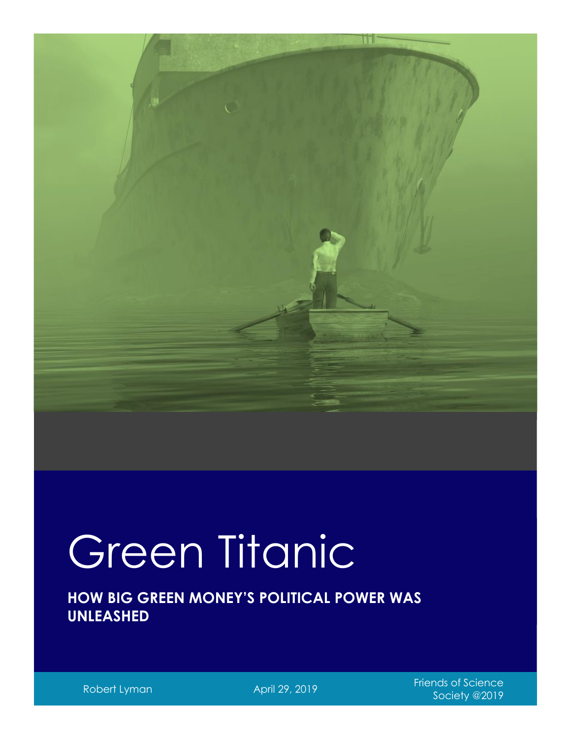# Green Titanic

**HOW BIG GREEN MONEY'S POLITICAL POWER WAS UNLEASHED**

Robert Lyman

April 29, 2019

Friends of Science Society @2019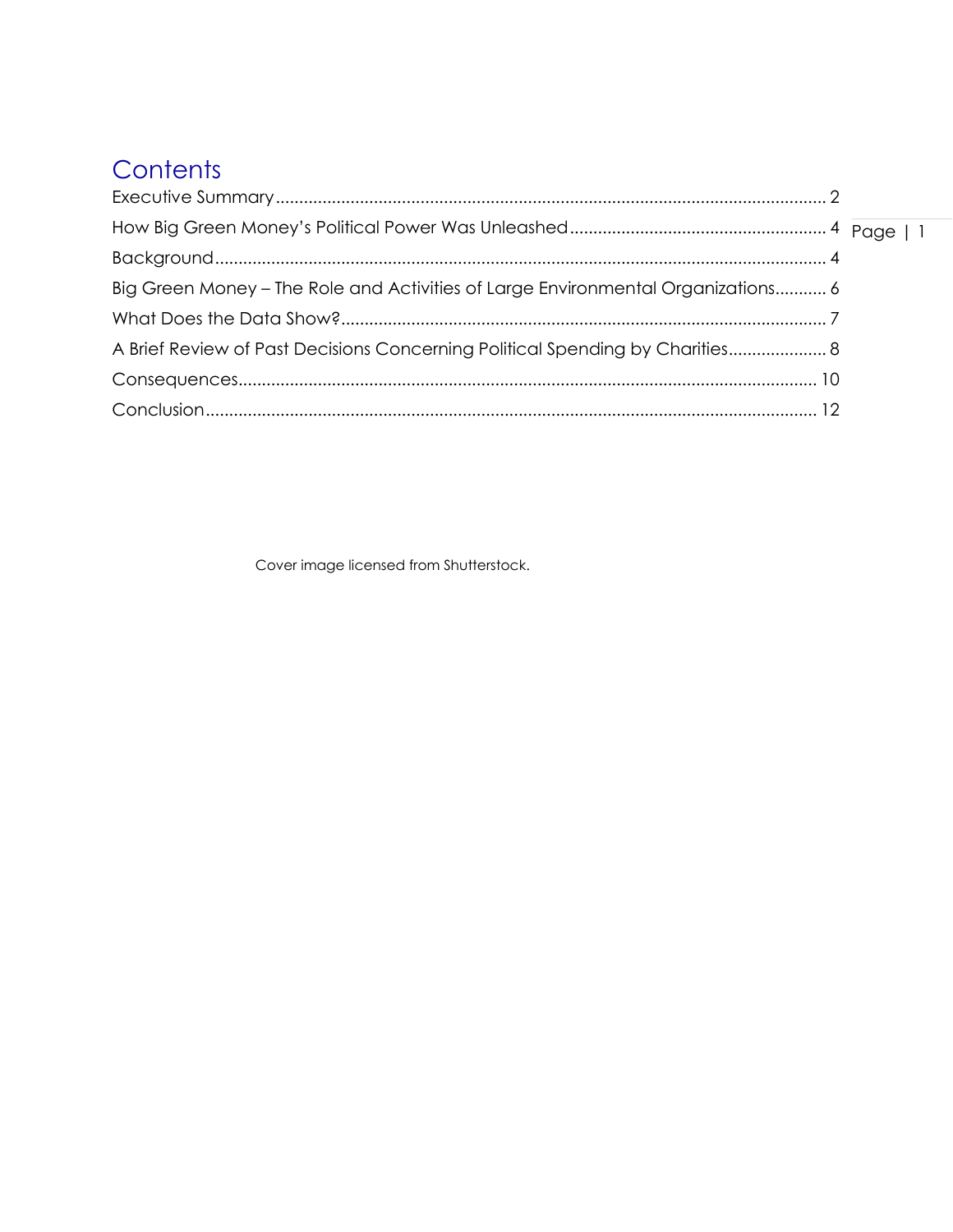# Contents

Executive Summary .......................................................................................................... 2

How Big Green Money's Political Power Was Unleashed ........................................... 4

Background ..................................................................................................................... 4

Big Green Money – The Role and Activities of Large Environmental Organizations ........... 6

What Does the Data Show? ............................................................................................ 7

A Brief Review of Past Decisions Concerning Political Spending by Charities ................... 8

Consequences ................................................................................................................ 10

Conclusion ....................................................................................................................... 12

Cover image licensed from Shutterstock.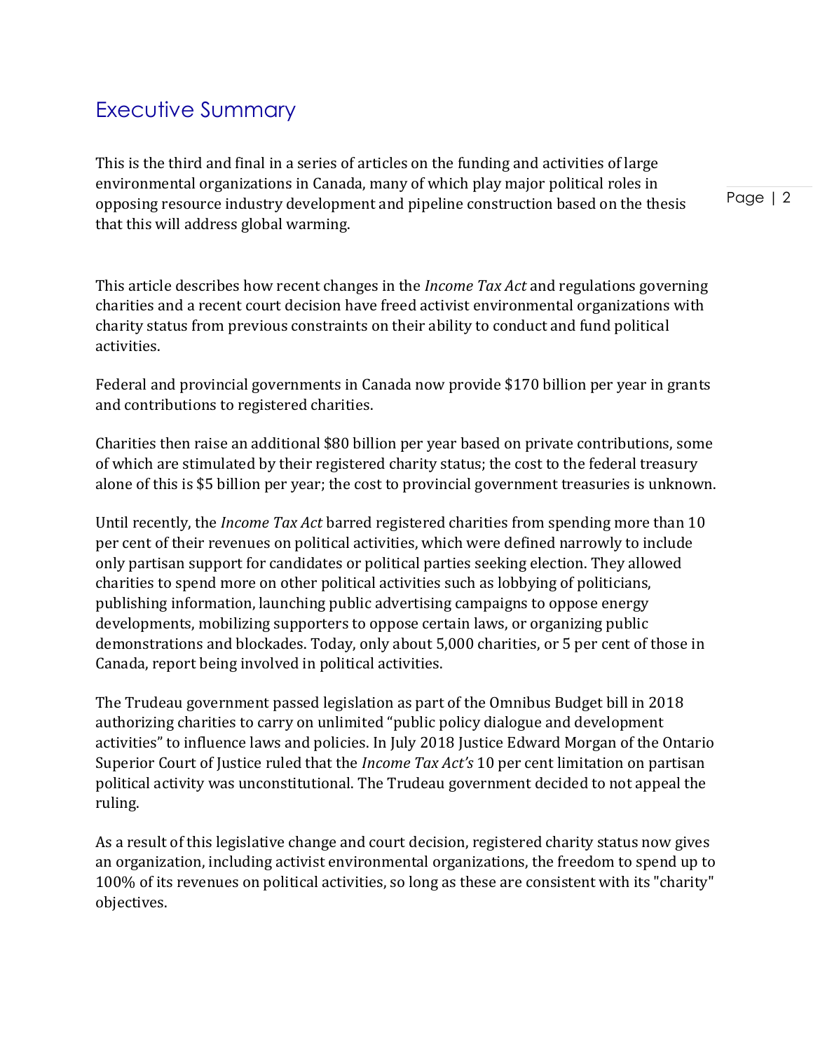# Executive Summary

This is the third and final in a series of articles on the funding and activities of large environmental organizations in Canada, many of which play major political roles in opposing resource industry development and pipeline construction based on the thesis that this will address global warming.

This article describes how recent changes in the *Income Tax Act* and regulations governing charities and a recent court decision have freed activist environmental organizations with charity status from previous constraints on their ability to conduct and fund political activities.

Federal and provincial governments in Canada now provide $170 billion per year in grants and contributions to registered charities.

Charities then raise an additional $80 billion per year based on private contributions, some of which are stimulated by their registered charity status; the cost to the federal treasury alone of this is $5 billion per year; the cost to provincial government treasuries is unknown.

Until recently, the *Income Tax Act* barred registered charities from spending more than 10 per cent of their revenues on political activities, which were defined narrowly to include only partisan support for candidates or political parties seeking election. They allowed charities to spend more on other political activities such as lobbying of politicians, publishing information, launching public advertising campaigns to oppose energy developments, mobilizing supporters to oppose certain laws, or organizing public demonstrations and blockades. Today, only about 5,000 charities, or 5 per cent of those in Canada, report being involved in political activities.

The Trudeau government passed legislation as part of the Omnibus Budget bill in 2018 authorizing charities to carry on unlimited "public policy dialogue and development activities" to influence laws and policies. In July 2018 Justice Edward Morgan of the Ontario Superior Court of Justice ruled that the *Income Tax Act's* 10 per cent limitation on partisan political activity was unconstitutional. The Trudeau government decided to not appeal the ruling.

As a result of this legislative change and court decision, registered charity status now gives an organization, including activist environmental organizations, the freedom to spend up to 100% of its revenues on political activities, so long as these are consistent with its "charity" objectives.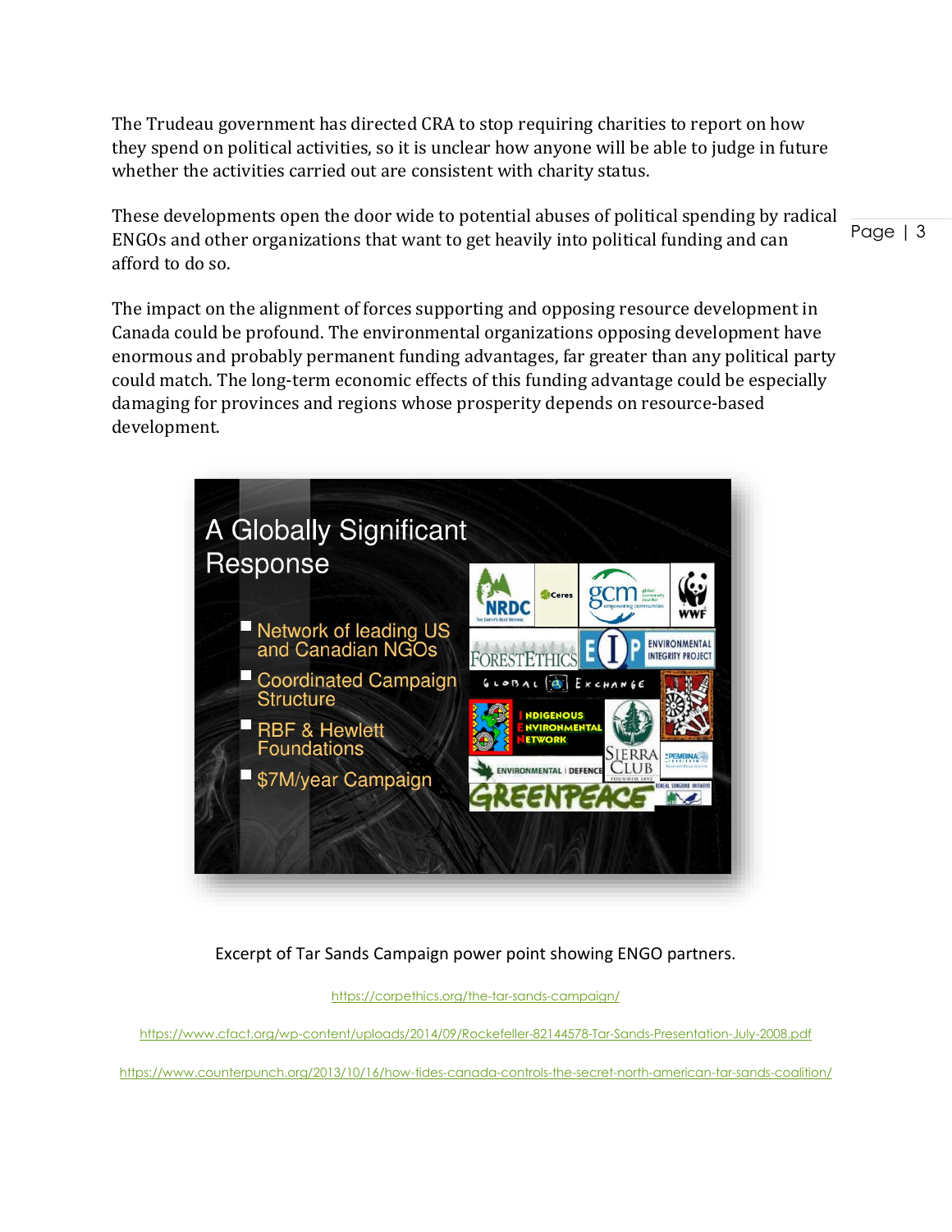The Trudeau government has directed CRA to stop requiring charities to report on how they spend on political activities, so it is unclear how anyone will be able to judge in future whether the activities carried out are consistent with charity status.

These developments open the door wide to potential abuses of political spending by radical ENGOs and other organizations that want to get heavily into political funding and can afford to do so.

The impact on the alignment of forces supporting and opposing resource development in Canada could be profound. The environmental organizations opposing development have enormous and probably permanent funding advantages, far greater than any political party could match. The long-term economic effects of this funding advantage could be especially damaging for provinces and regions whose prosperity depends on resource-based development.

A Globally Significant Response

- Network of leading US and Canadian NGOs
- Coordinated Campaign Structure
- RBF & Hewlett Foundations
- $7M/year Campaign

Excerpt of Tar Sands Campaign power point showing ENGO partners.

https://corpethics.org/the-tar-sands-campaign/

https://www.cfact.org/wp-content/uploads/2014/09/Rockefeller-82144578-Tar-Sands-Presentation-July-2008.pdf

https://www.counterpunch.org/2013/10/16/how-tides-canada-controls-the-secret-north-american-tar-sands-coalition/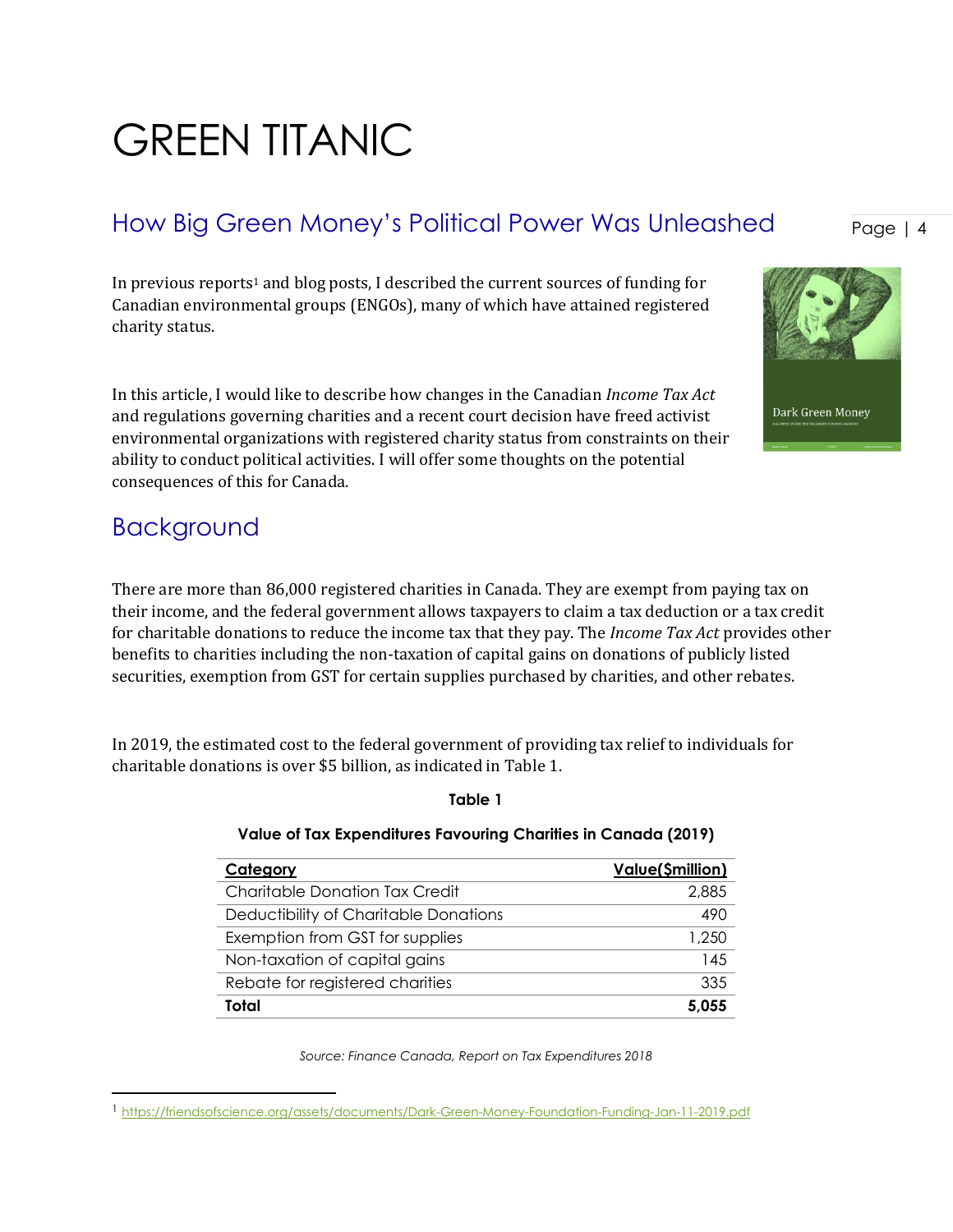# GREEN TITANIC

## How Big Green Money's Political Power Was Unleashed

In previous reports[1] and blog posts, I described the current sources of funding for Canadian environmental groups (ENGOs), many of which have attained registered charity status.

In this article, I would like to describe how changes in the Canadian *Income Tax Act* and regulations governing charities and a recent court decision have freed activist environmental organizations with registered charity status from constraints on their ability to conduct political activities. I will offer some thoughts on the potential consequences of this for Canada.

## Background

There are more than 86,000 registered charities in Canada. They are exempt from paying tax on their income, and the federal government allows taxpayers to claim a tax deduction or a tax credit for charitable donations to reduce the income tax that they pay. The *Income Tax Act* provides other benefits to charities including the non-taxation of capital gains on donations of publicly listed securities, exemption from GST for certain supplies purchased by charities, and other rebates.

In 2019, the estimated cost to the federal government of providing tax relief to individuals for charitable donations is over $5 billion, as indicated in Table 1.

**Table 1**

**Value of Tax Expenditures Favouring Charities in Canada (2019)**

| Category | Value($million) |
|---|---:|
| Charitable Donation Tax Credit | 2,885 |
| Deductibility of Charitable Donations | 490 |
| Exemption from GST for supplies | 1,250 |
| Non-taxation of capital gains | 145 |
| Rebate for registered charities | 335 |
| **Total** | **5,055** |

*Source: Finance Canada, Report on Tax Expenditures 2018*

[1] https://friendsofscience.org/assets/documents/Dark-Green-Money-Foundation-Funding-Jan-11-2019.pdf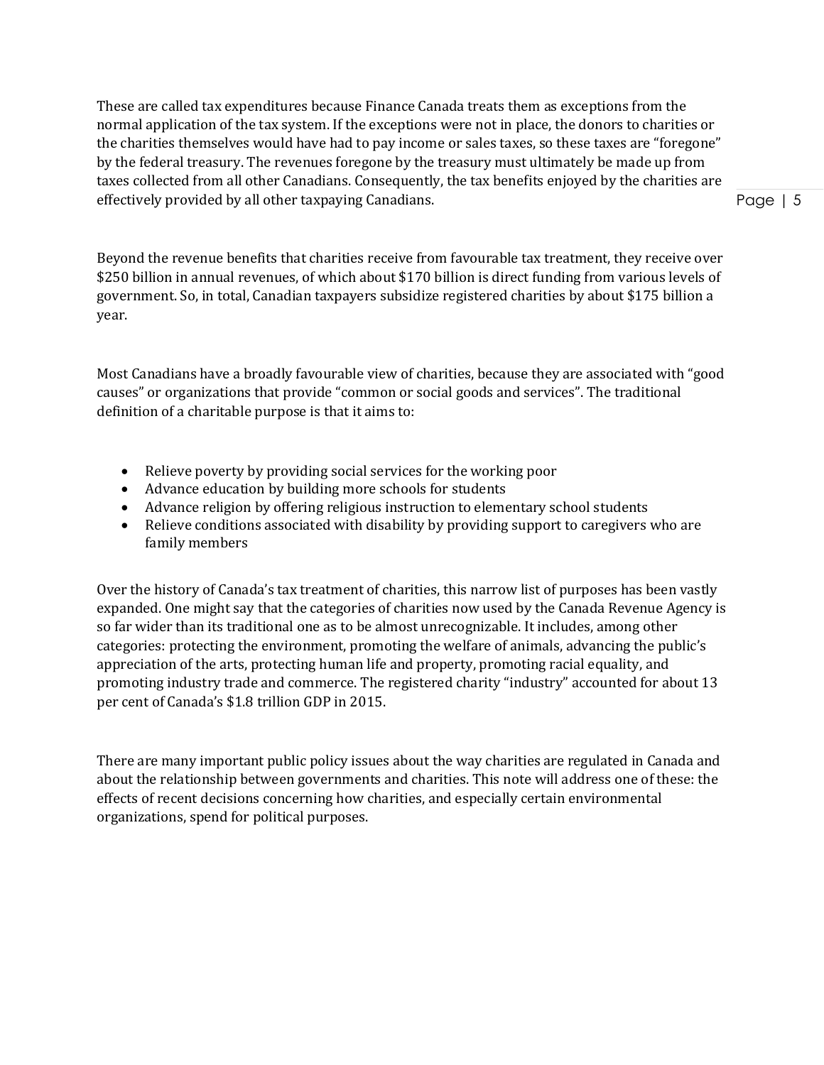These are called tax expenditures because Finance Canada treats them as exceptions from the normal application of the tax system. If the exceptions were not in place, the donors to charities or the charities themselves would have had to pay income or sales taxes, so these taxes are "foregone" by the federal treasury. The revenues foregone by the treasury must ultimately be made up from taxes collected from all other Canadians. Consequently, the tax benefits enjoyed by the charities are effectively provided by all other taxpaying Canadians.

Beyond the revenue benefits that charities receive from favourable tax treatment, they receive over $250 billion in annual revenues, of which about $170 billion is direct funding from various levels of government. So, in total, Canadian taxpayers subsidize registered charities by about $175 billion a year.

Most Canadians have a broadly favourable view of charities, because they are associated with "good causes" or organizations that provide "common or social goods and services". The traditional definition of a charitable purpose is that it aims to:

- Relieve poverty by providing social services for the working poor
- Advance education by building more schools for students
- Advance religion by offering religious instruction to elementary school students
- Relieve conditions associated with disability by providing support to caregivers who are family members

Over the history of Canada's tax treatment of charities, this narrow list of purposes has been vastly expanded. One might say that the categories of charities now used by the Canada Revenue Agency is so far wider than its traditional one as to be almost unrecognizable. It includes, among other categories: protecting the environment, promoting the welfare of animals, advancing the public's appreciation of the arts, protecting human life and property, promoting racial equality, and promoting industry trade and commerce. The registered charity "industry" accounted for about 13 per cent of Canada's $1.8 trillion GDP in 2015.

There are many important public policy issues about the way charities are regulated in Canada and about the relationship between governments and charities. This note will address one of these: the effects of recent decisions concerning how charities, and especially certain environmental organizations, spend for political purposes.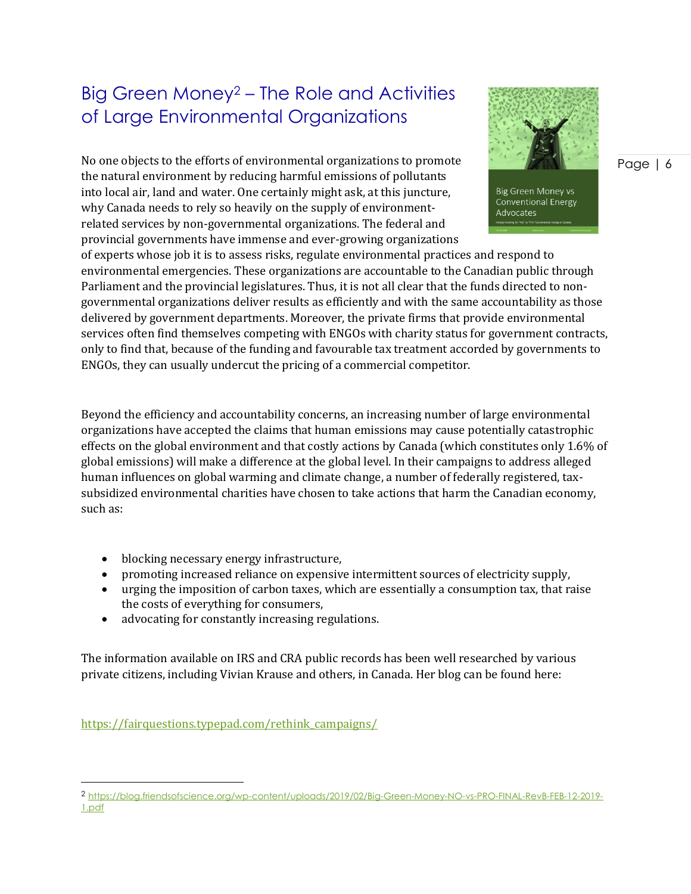## Big Green Money[2] – The Role and Activities of Large Environmental Organizations

No one objects to the efforts of environmental organizations to promote the natural environment by reducing harmful emissions of pollutants into local air, land and water. One certainly might ask, at this juncture, why Canada needs to rely so heavily on the supply of environment-related services by non-governmental organizations. The federal and provincial governments have immense and ever-growing organizations of experts whose job it is to assess risks, regulate environmental practices and respond to environmental emergencies. These organizations are accountable to the Canadian public through Parliament and the provincial legislatures. Thus, it is not all clear that the funds directed to non-governmental organizations deliver results as efficiently and with the same accountability as those delivered by government departments. Moreover, the private firms that provide environmental services often find themselves competing with ENGOs with charity status for government contracts, only to find that, because of the funding and favourable tax treatment accorded by governments to ENGOs, they can usually undercut the pricing of a commercial competitor.

Beyond the efficiency and accountability concerns, an increasing number of large environmental organizations have accepted the claims that human emissions may cause potentially catastrophic effects on the global environment and that costly actions by Canada (which constitutes only 1.6% of global emissions) will make a difference at the global level. In their campaigns to address alleged human influences on global warming and climate change, a number of federally registered, tax-subsidized environmental charities have chosen to take actions that harm the Canadian economy, such as:

- blocking necessary energy infrastructure,
- promoting increased reliance on expensive intermittent sources of electricity supply,
- urging the imposition of carbon taxes, which are essentially a consumption tax, that raise the costs of everything for consumers,
- advocating for constantly increasing regulations.

The information available on IRS and CRA public records has been well researched by various private citizens, including Vivian Krause and others, in Canada. Her blog can be found here:

https://fairquestions.typepad.com/rethink_campaigns/

---

[2] https://blog.friendsofscience.org/wp-content/uploads/2019/02/Big-Green-Money-NO-vs-PRO-FINAL-RevB-FEB-12-2019-1.pdf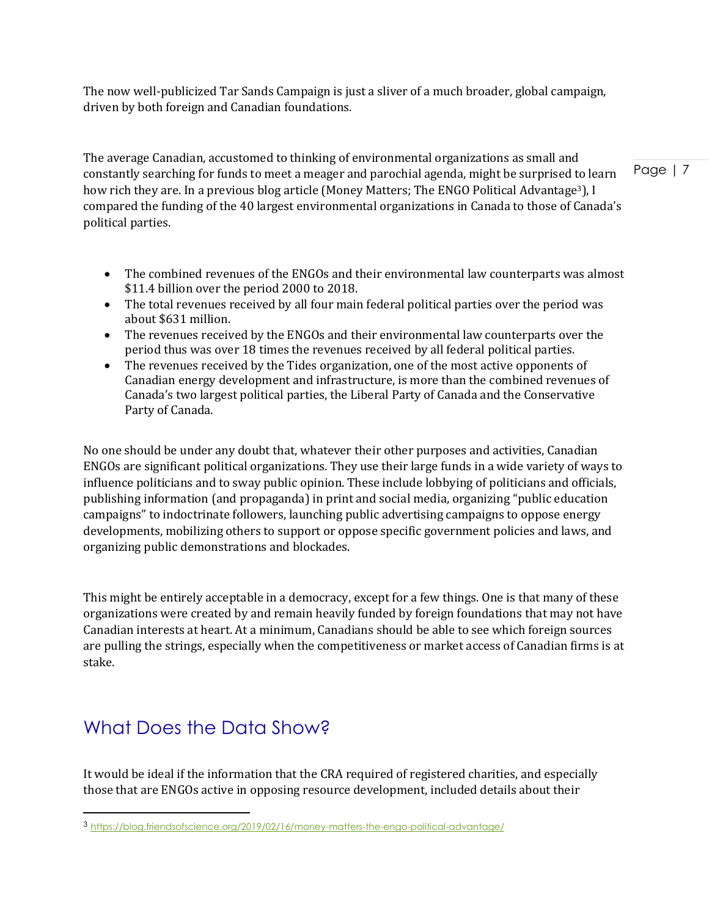The now well-publicized Tar Sands Campaign is just a sliver of a much broader, global campaign, driven by both foreign and Canadian foundations.

The average Canadian, accustomed to thinking of environmental organizations as small and constantly searching for funds to meet a meager and parochial agenda, might be surprised to learn how rich they are. In a previous blog article (Money Matters; The ENGO Political Advantage[3]), I compared the funding of the 40 largest environmental organizations in Canada to those of Canada's political parties.

- The combined revenues of the ENGOs and their environmental law counterparts was almost $11.4 billion over the period 2000 to 2018.
- The total revenues received by all four main federal political parties over the period was about $631 million.
- The revenues received by the ENGOs and their environmental law counterparts over the period thus was over 18 times the revenues received by all federal political parties.
- The revenues received by the Tides organization, one of the most active opponents of Canadian energy development and infrastructure, is more than the combined revenues of Canada's two largest political parties, the Liberal Party of Canada and the Conservative Party of Canada.

No one should be under any doubt that, whatever their other purposes and activities, Canadian ENGOs are significant political organizations. They use their large funds in a wide variety of ways to influence politicians and to sway public opinion. These include lobbying of politicians and officials, publishing information (and propaganda) in print and social media, organizing "public education campaigns" to indoctrinate followers, launching public advertising campaigns to oppose energy developments, mobilizing others to support or oppose specific government policies and laws, and organizing public demonstrations and blockades.

This might be entirely acceptable in a democracy, except for a few things. One is that many of these organizations were created by and remain heavily funded by foreign foundations that may not have Canadian interests at heart. At a minimum, Canadians should be able to see which foreign sources are pulling the strings, especially when the competitiveness or market access of Canadian firms is at stake.

## What Does the Data Show?

It would be ideal if the information that the CRA required of registered charities, and especially those that are ENGOs active in opposing resource development, included details about their

---

[3] https://blog.friendsofscience.org/2019/02/16/money-matters-the-engo-political-advantage/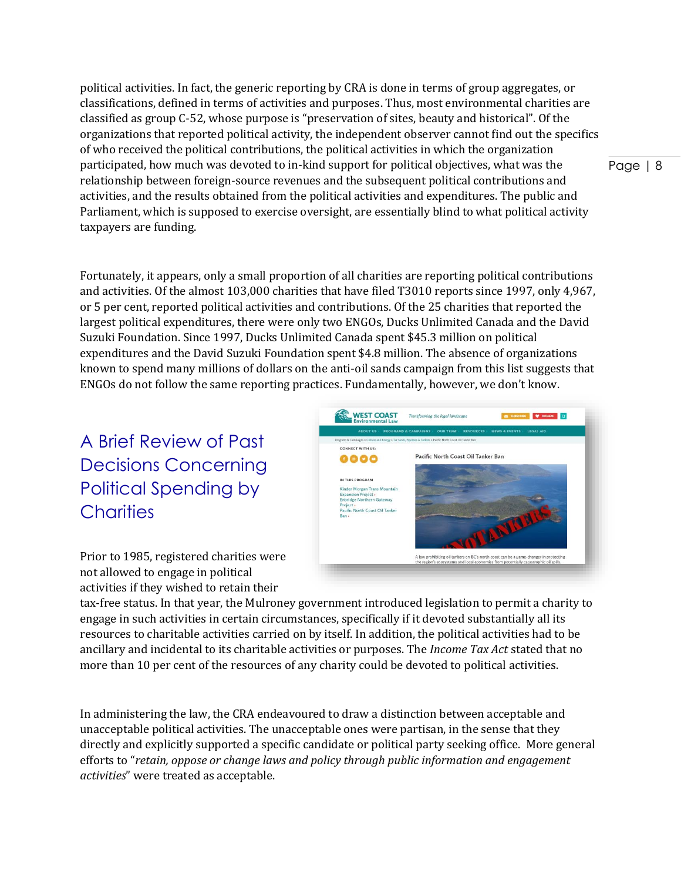political activities. In fact, the generic reporting by CRA is done in terms of group aggregates, or classifications, defined in terms of activities and purposes. Thus, most environmental charities are classified as group C-52, whose purpose is "preservation of sites, beauty and historical". Of the organizations that reported political activity, the independent observer cannot find out the specifics of who received the political contributions, the political activities in which the organization participated, how much was devoted to in-kind support for political objectives, what was the relationship between foreign-source revenues and the subsequent political contributions and activities, and the results obtained from the political activities and expenditures. The public and Parliament, which is supposed to exercise oversight, are essentially blind to what political activity taxpayers are funding.

Fortunately, it appears, only a small proportion of all charities are reporting political contributions and activities. Of the almost 103,000 charities that have filed T3010 reports since 1997, only 4,967, or 5 per cent, reported political activities and contributions. Of the 25 charities that reported the largest political expenditures, there were only two ENGOs, Ducks Unlimited Canada and the David Suzuki Foundation. Since 1997, Ducks Unlimited Canada spent $45.3 million on political expenditures and the David Suzuki Foundation spent $4.8 million. The absence of organizations known to spend many millions of dollars on the anti-oil sands campaign from this list suggests that ENGOs do not follow the same reporting practices. Fundamentally, however, we don't know.

## A Brief Review of Past Decisions Concerning Political Spending by Charities

Prior to 1985, registered charities were not allowed to engage in political activities if they wished to retain their tax-free status. In that year, the Mulroney government introduced legislation to permit a charity to engage in such activities in certain circumstances, specifically if it devoted substantially all its resources to charitable activities carried on by itself. In addition, the political activities had to be ancillary and incidental to its charitable activities or purposes. The *Income Tax Act* stated that no more than 10 per cent of the resources of any charity could be devoted to political activities.

In administering the law, the CRA endeavoured to draw a distinction between acceptable and unacceptable political activities. The unacceptable ones were partisan, in the sense that they directly and explicitly supported a specific candidate or political party seeking office. More general efforts to "*retain, oppose or change laws and policy through public information and engagement activities*" were treated as acceptable.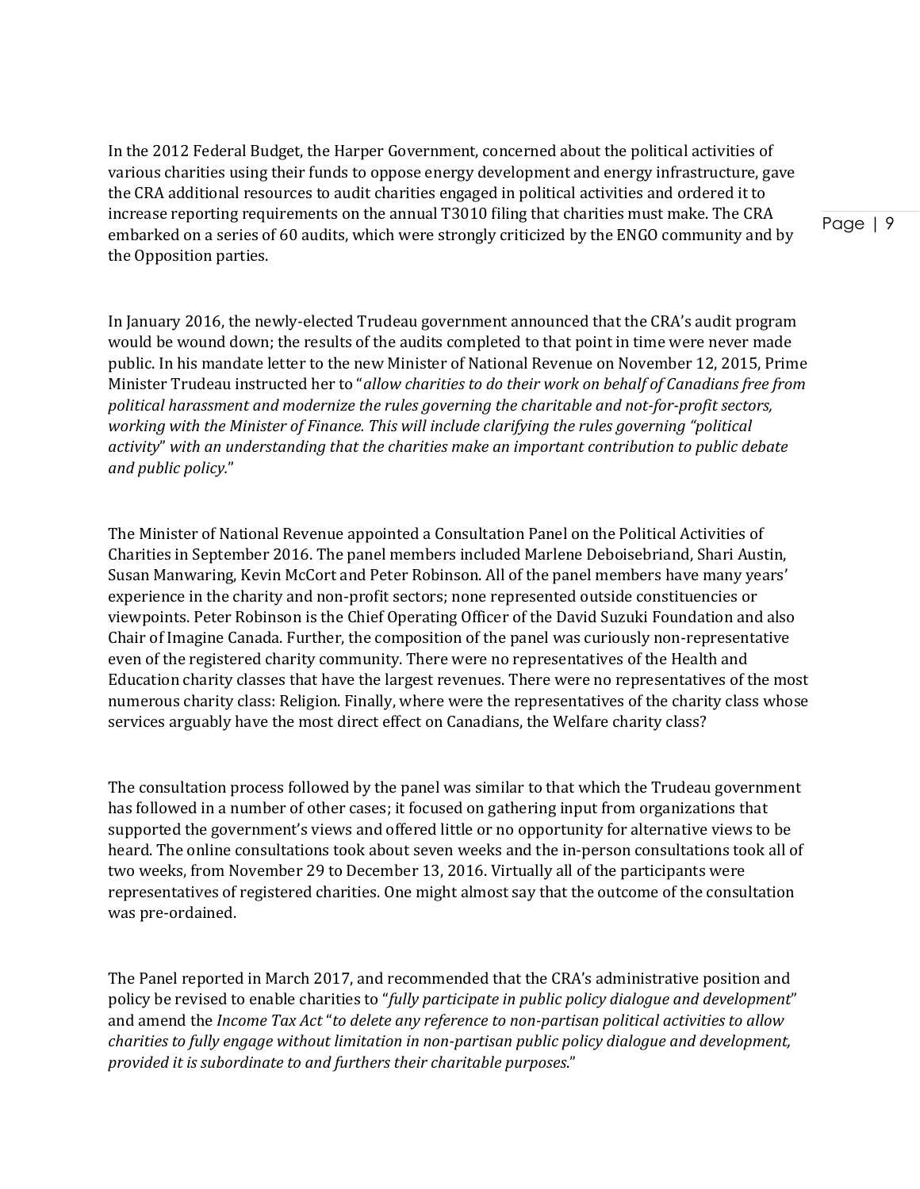In the 2012 Federal Budget, the Harper Government, concerned about the political activities of various charities using their funds to oppose energy development and energy infrastructure, gave the CRA additional resources to audit charities engaged in political activities and ordered it to increase reporting requirements on the annual T3010 filing that charities must make. The CRA embarked on a series of 60 audits, which were strongly criticized by the ENGO community and by the Opposition parties.

In January 2016, the newly-elected Trudeau government announced that the CRA's audit program would be wound down; the results of the audits completed to that point in time were never made public. In his mandate letter to the new Minister of National Revenue on November 12, 2015, Prime Minister Trudeau instructed her to "*allow charities to do their work on behalf of Canadians free from political harassment and modernize the rules governing the charitable and not-for-profit sectors, working with the Minister of Finance. This will include clarifying the rules governing "political activity" with an understanding that the charities make an important contribution to public debate and public policy.*"

The Minister of National Revenue appointed a Consultation Panel on the Political Activities of Charities in September 2016. The panel members included Marlene Deboisebriand, Shari Austin, Susan Manwaring, Kevin McCort and Peter Robinson. All of the panel members have many years' experience in the charity and non-profit sectors; none represented outside constituencies or viewpoints. Peter Robinson is the Chief Operating Officer of the David Suzuki Foundation and also Chair of Imagine Canada. Further, the composition of the panel was curiously non-representative even of the registered charity community. There were no representatives of the Health and Education charity classes that have the largest revenues. There were no representatives of the most numerous charity class: Religion. Finally, where were the representatives of the charity class whose services arguably have the most direct effect on Canadians, the Welfare charity class?

The consultation process followed by the panel was similar to that which the Trudeau government has followed in a number of other cases; it focused on gathering input from organizations that supported the government's views and offered little or no opportunity for alternative views to be heard. The online consultations took about seven weeks and the in-person consultations took all of two weeks, from November 29 to December 13, 2016. Virtually all of the participants were representatives of registered charities. One might almost say that the outcome of the consultation was pre-ordained.

The Panel reported in March 2017, and recommended that the CRA's administrative position and policy be revised to enable charities to "*fully participate in public policy dialogue and development*" and amend the *Income Tax Act* "*to delete any reference to non-partisan political activities to allow charities to fully engage without limitation in non-partisan public policy dialogue and development, provided it is subordinate to and furthers their charitable purposes*."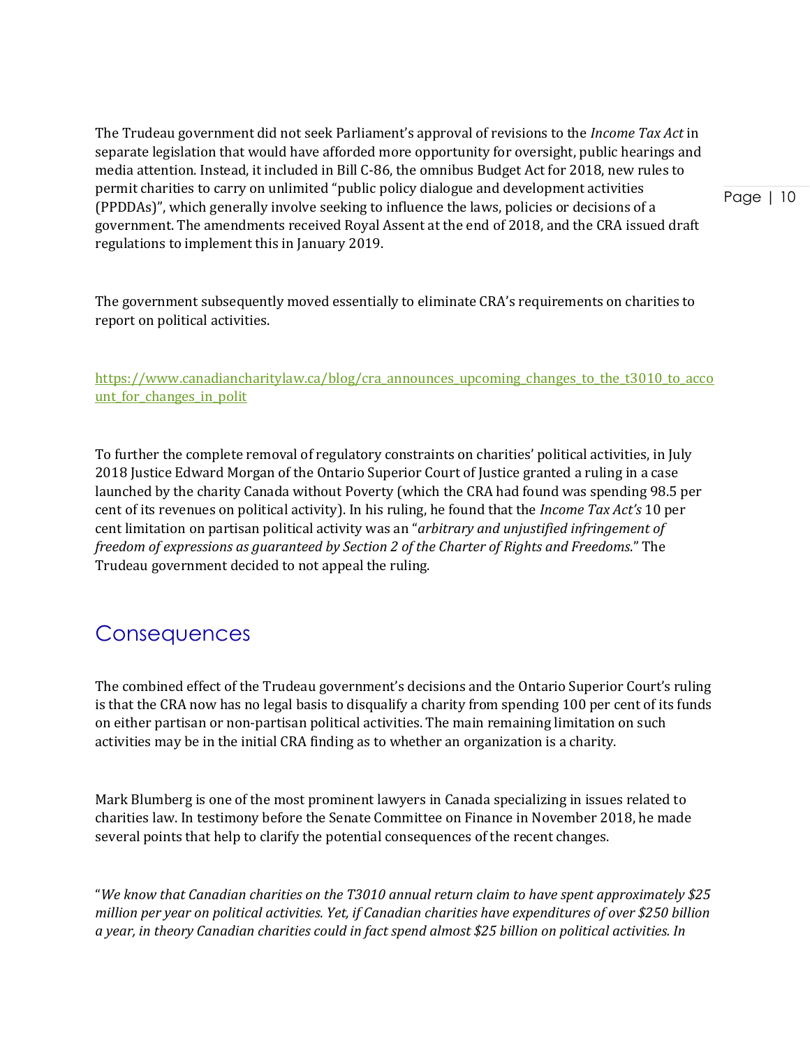The Trudeau government did not seek Parliament's approval of revisions to the *Income Tax Act* in separate legislation that would have afforded more opportunity for oversight, public hearings and media attention. Instead, it included in Bill C-86, the omnibus Budget Act for 2018, new rules to permit charities to carry on unlimited "public policy dialogue and development activities (PPDDAs)", which generally involve seeking to influence the laws, policies or decisions of a government. The amendments received Royal Assent at the end of 2018, and the CRA issued draft regulations to implement this in January 2019.

The government subsequently moved essentially to eliminate CRA's requirements on charities to report on political activities.

[https://www.canadiancharitylaw.ca/blog/cra_announces_upcoming_changes_to_the_t3010_to_account_for_changes_in_polit](https://www.canadiancharitylaw.ca/blog/cra_announces_upcoming_changes_to_the_t3010_to_account_for_changes_in_polit)

To further the complete removal of regulatory constraints on charities' political activities, in July 2018 Justice Edward Morgan of the Ontario Superior Court of Justice granted a ruling in a case launched by the charity Canada without Poverty (which the CRA had found was spending 98.5 per cent of its revenues on political activity). In his ruling, he found that the *Income Tax Act's* 10 per cent limitation on partisan political activity was an "*arbitrary and unjustified infringement of freedom of expressions as guaranteed by Section 2 of the Charter of Rights and Freedoms*." The Trudeau government decided to not appeal the ruling.

## Consequences

The combined effect of the Trudeau government's decisions and the Ontario Superior Court's ruling is that the CRA now has no legal basis to disqualify a charity from spending 100 per cent of its funds on either partisan or non-partisan political activities. The main remaining limitation on such activities may be in the initial CRA finding as to whether an organization is a charity.

Mark Blumberg is one of the most prominent lawyers in Canada specializing in issues related to charities law. In testimony before the Senate Committee on Finance in November 2018, he made several points that help to clarify the potential consequences of the recent changes.

"*We know that Canadian charities on the T3010 annual return claim to have spent approximately $25 million per year on political activities. Yet, if Canadian charities have expenditures of over $250 billion a year, in theory Canadian charities could in fact spend almost $25 billion on political activities. In*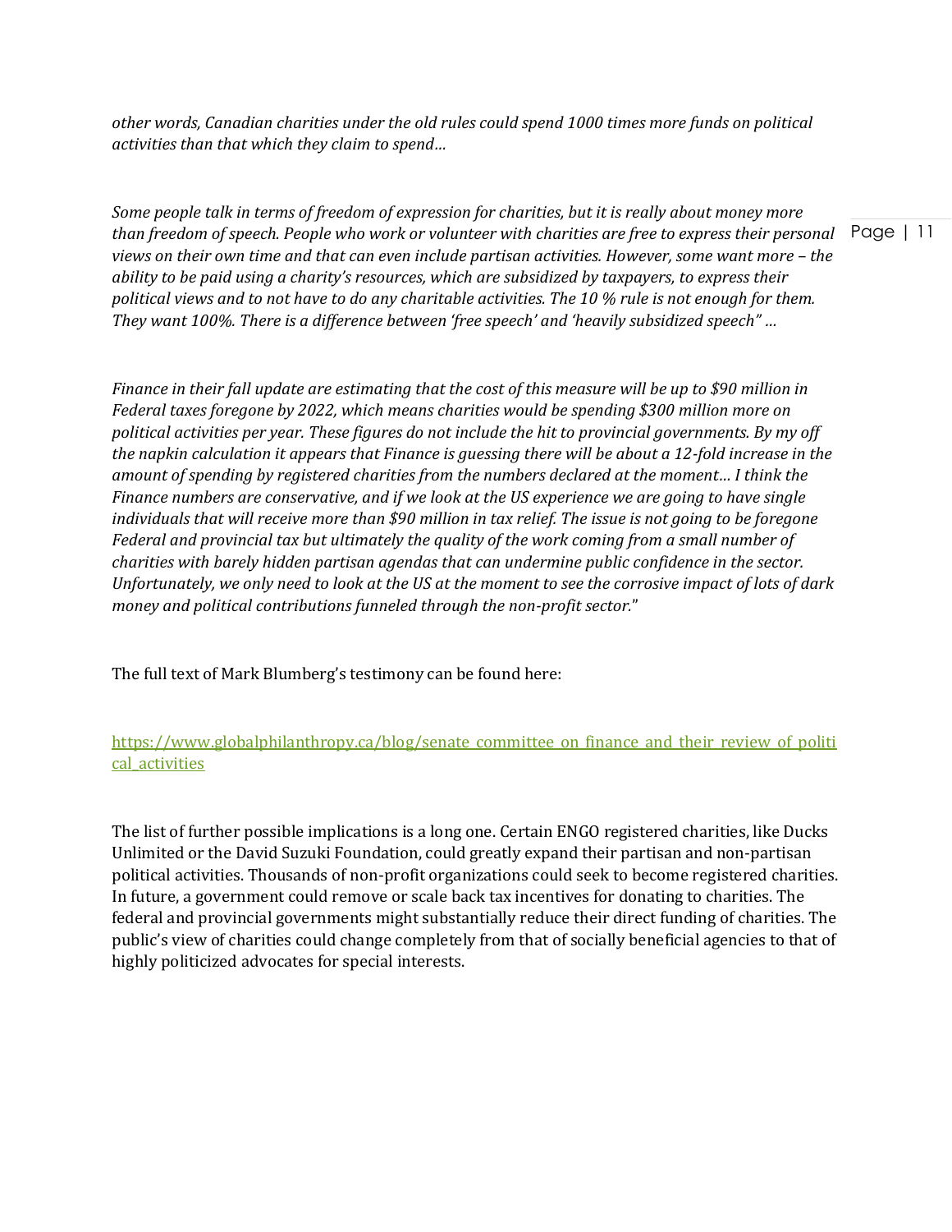*other words, Canadian charities under the old rules could spend 1000 times more funds on political activities than that which they claim to spend…*

*Some people talk in terms of freedom of expression for charities, but it is really about money more than freedom of speech. People who work or volunteer with charities are free to express their personal views on their own time and that can even include partisan activities. However, some want more – the ability to be paid using a charity's resources, which are subsidized by taxpayers, to express their political views and to not have to do any charitable activities. The 10 % rule is not enough for them. They want 100%. There is a difference between 'free speech' and 'heavily subsidized speech" …*

*Finance in their fall update are estimating that the cost of this measure will be up to $90 million in Federal taxes foregone by 2022, which means charities would be spending $300 million more on political activities per year. These figures do not include the hit to provincial governments. By my off the napkin calculation it appears that Finance is guessing there will be about a 12-fold increase in the amount of spending by registered charities from the numbers declared at the moment… I think the Finance numbers are conservative, and if we look at the US experience we are going to have single individuals that will receive more than $90 million in tax relief. The issue is not going to be foregone Federal and provincial tax but ultimately the quality of the work coming from a small number of charities with barely hidden partisan agendas that can undermine public confidence in the sector. Unfortunately, we only need to look at the US at the moment to see the corrosive impact of lots of dark money and political contributions funneled through the non-profit sector.*"

The full text of Mark Blumberg's testimony can be found here:

https://www.globalphilanthropy.ca/blog/senate_committee_on_finance_and_their_review_of_political_activities

The list of further possible implications is a long one. Certain ENGO registered charities, like Ducks Unlimited or the David Suzuki Foundation, could greatly expand their partisan and non-partisan political activities. Thousands of non-profit organizations could seek to become registered charities. In future, a government could remove or scale back tax incentives for donating to charities. The federal and provincial governments might substantially reduce their direct funding of charities. The public's view of charities could change completely from that of socially beneficial agencies to that of highly politicized advocates for special interests.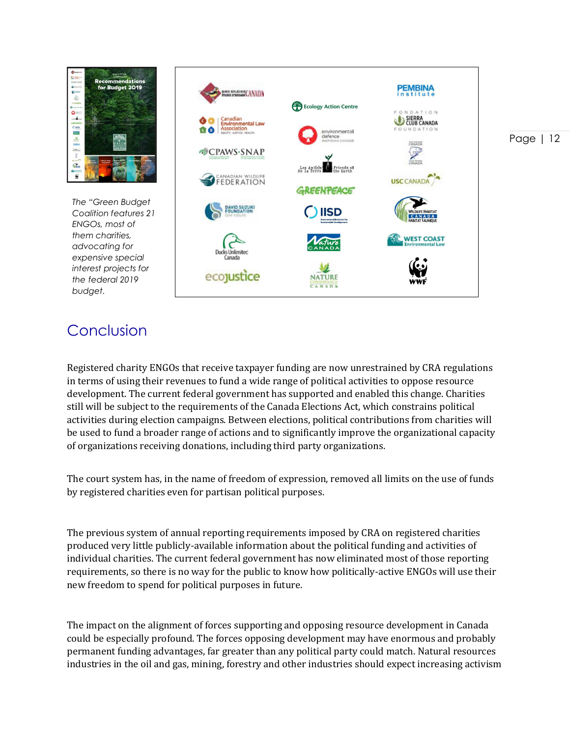*The "Green Budget Coalition features 21 ENGOs, most of them charities, advocating for expensive special interest projects for the federal 2019 budget.*

## Conclusion

Registered charity ENGOs that receive taxpayer funding are now unrestrained by CRA regulations in terms of using their revenues to fund a wide range of political activities to oppose resource development. The current federal government has supported and enabled this change. Charities still will be subject to the requirements of the Canada Elections Act, which constrains political activities during election campaigns. Between elections, political contributions from charities will be used to fund a broader range of actions and to significantly improve the organizational capacity of organizations receiving donations, including third party organizations.

The court system has, in the name of freedom of expression, removed all limits on the use of funds by registered charities even for partisan political purposes.

The previous system of annual reporting requirements imposed by CRA on registered charities produced very little publicly-available information about the political funding and activities of individual charities. The current federal government has now eliminated most of those reporting requirements, so there is no way for the public to know how politically-active ENGOs will use their new freedom to spend for political purposes in future.

The impact on the alignment of forces supporting and opposing resource development in Canada could be especially profound. The forces opposing development may have enormous and probably permanent funding advantages, far greater than any political party could match. Natural resources industries in the oil and gas, mining, forestry and other industries should expect increasing activism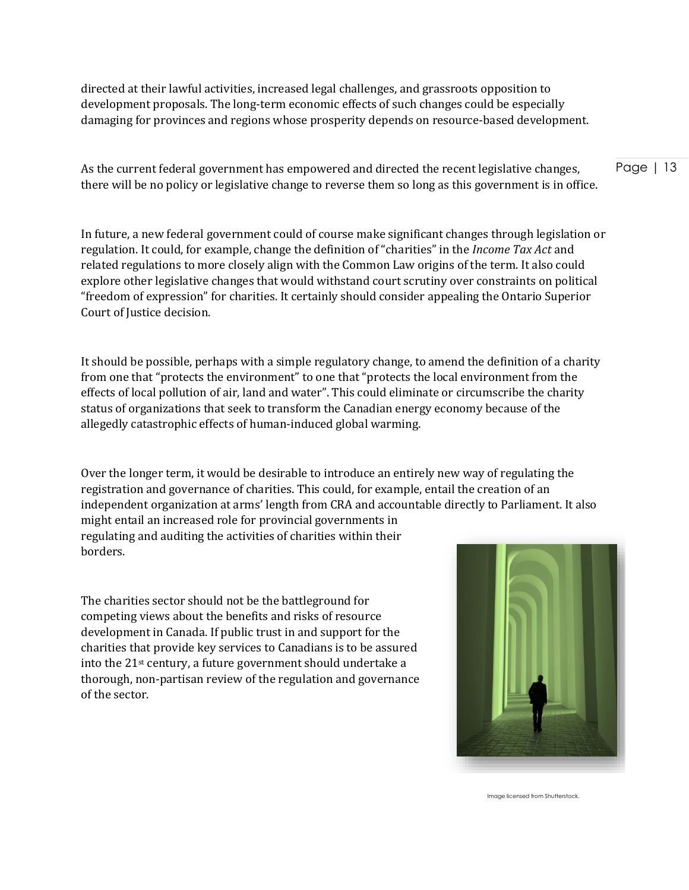directed at their lawful activities, increased legal challenges, and grassroots opposition to development proposals. The long-term economic effects of such changes could be especially damaging for provinces and regions whose prosperity depends on resource-based development.

As the current federal government has empowered and directed the recent legislative changes, there will be no policy or legislative change to reverse them so long as this government is in office.

In future, a new federal government could of course make significant changes through legislation or regulation. It could, for example, change the definition of "charities" in the *Income Tax Act* and related regulations to more closely align with the Common Law origins of the term. It also could explore other legislative changes that would withstand court scrutiny over constraints on political "freedom of expression" for charities. It certainly should consider appealing the Ontario Superior Court of Justice decision.

It should be possible, perhaps with a simple regulatory change, to amend the definition of a charity from one that "protects the environment" to one that "protects the local environment from the effects of local pollution of air, land and water". This could eliminate or circumscribe the charity status of organizations that seek to transform the Canadian energy economy because of the allegedly catastrophic effects of human-induced global warming.

Over the longer term, it would be desirable to introduce an entirely new way of regulating the registration and governance of charities. This could, for example, entail the creation of an independent organization at arms' length from CRA and accountable directly to Parliament. It also might entail an increased role for provincial governments in regulating and auditing the activities of charities within their borders.

The charities sector should not be the battleground for competing views about the benefits and risks of resource development in Canada. If public trust in and support for the charities that provide key services to Canadians is to be assured into the 21st century, a future government should undertake a thorough, non-partisan review of the regulation and governance of the sector.

Image licensed from Shutterstock.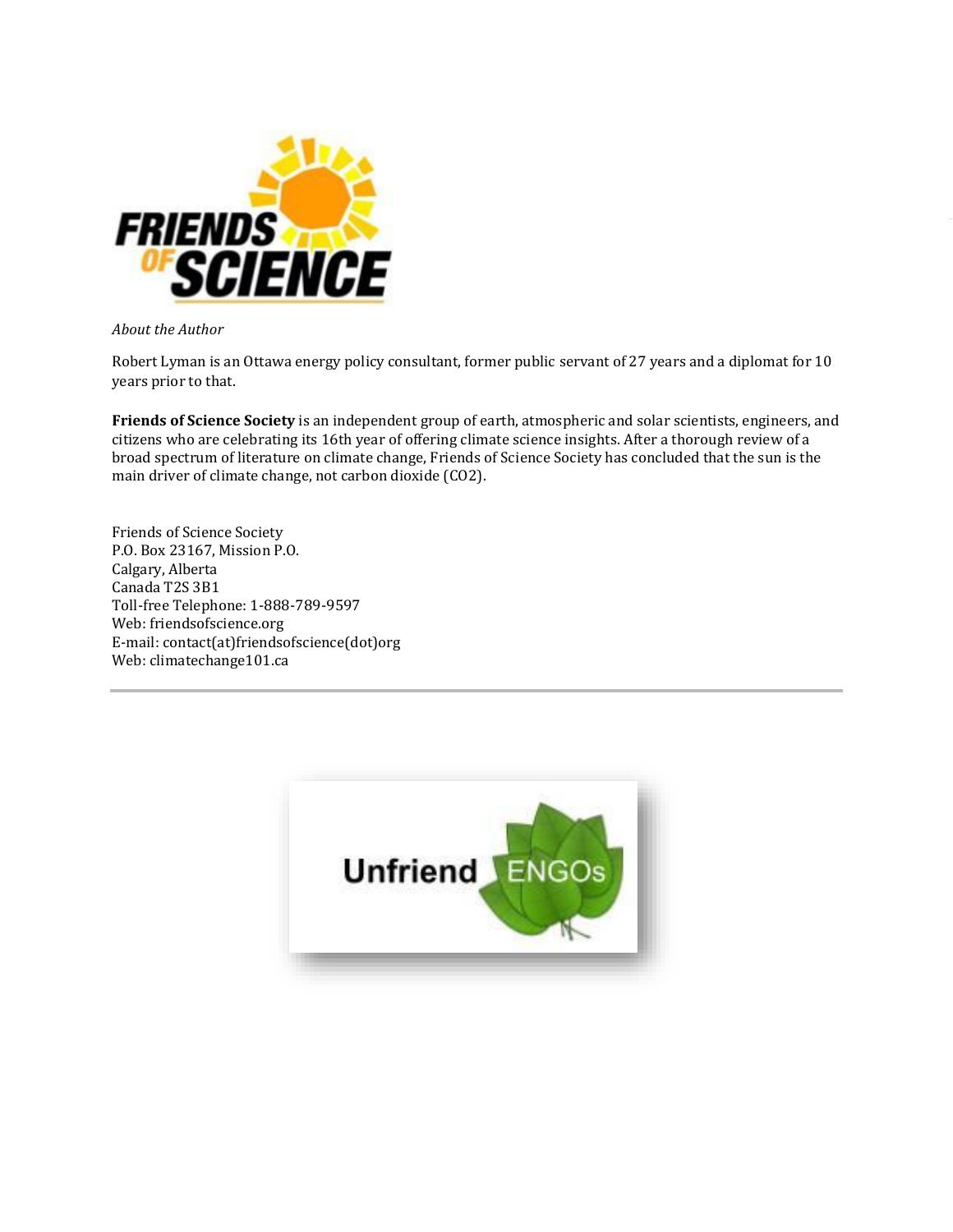*About the Author*

Robert Lyman is an Ottawa energy policy consultant, former public servant of 27 years and a diplomat for 10 years prior to that.

**Friends of Science Society** is an independent group of earth, atmospheric and solar scientists, engineers, and citizens who are celebrating its 16th year of offering climate science insights. After a thorough review of a broad spectrum of literature on climate change, Friends of Science Society has concluded that the sun is the main driver of climate change, not carbon dioxide (CO2).

Friends of Science Society
P.O. Box 23167, Mission P.O.
Calgary, Alberta
Canada T2S 3B1
Toll-free Telephone: 1-888-789-9597
Web: friendsofscience.org
E-mail: contact(at)friendsofscience(dot)org
Web: climatechange101.ca